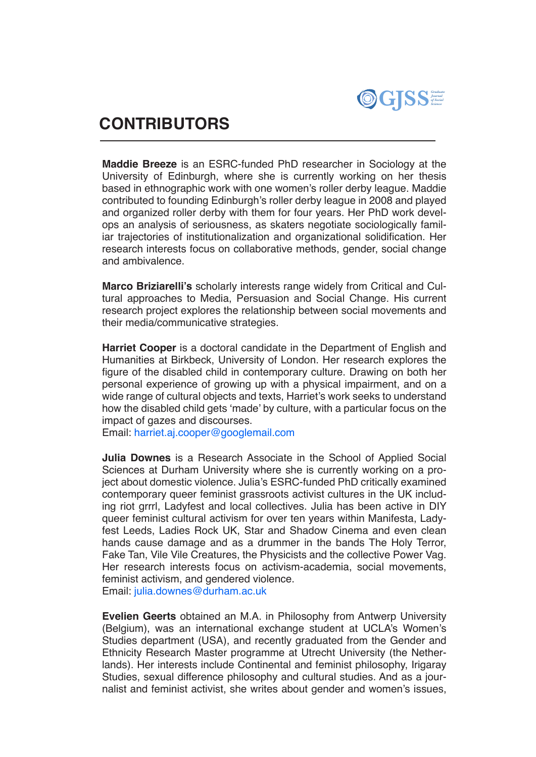# CONTRIBUTORS

**Maddie Breeze** is an ESRC-funded PhD researcher in Sociology at the University of Edinburgh, where she is currently working on her thesis based in ethnographic work with one women's roller derby league. Maddie contributed to founding Edinburgh's roller derby league in 2008 and played and organized roller derby with them for four years. Her PhD work develops an analysis of seriousness, as skaters negotiate sociologically familiar trajectories of institutionalization and organizational solidification. Her research interests focus on collaborative methods, gender, social change and ambivalence.

**Marco Briziarelli's** scholarly interests range widely from Critical and Cultural approaches to Media, Persuasion and Social Change. His current research project explores the relationship between social movements and their media/communicative strategies.

**Harriet Cooper** is a doctoral candidate in the Department of English and Humanities at Birkbeck, University of London. Her research explores the figure of the disabled child in contemporary culture. Drawing on both her personal experience of growing up with a physical impairment, and on a wide range of cultural objects and texts, Harriet's work seeks to understand how the disabled child gets 'made' by culture, with a particular focus on the impact of gazes and discourses.
Email: harriet.aj.cooper@googlemail.com

**Julia Downes** is a Research Associate in the School of Applied Social Sciences at Durham University where she is currently working on a project about domestic violence. Julia's ESRC-funded PhD critically examined contemporary queer feminist grassroots activist cultures in the UK including riot grrrl, Ladyfest and local collectives. Julia has been active in DIY queer feminist cultural activism for over ten years within Manifesta, Ladyfest Leeds, Ladies Rock UK, Star and Shadow Cinema and even clean hands cause damage and as a drummer in the bands The Holy Terror, Fake Tan, Vile Vile Creatures, the Physicists and the collective Power Vag. Her research interests focus on activism-academia, social movements, feminist activism, and gendered violence.
Email: julia.downes@durham.ac.uk

**Evelien Geerts** obtained an M.A. in Philosophy from Antwerp University (Belgium), was an international exchange student at UCLA's Women's Studies department (USA), and recently graduated from the Gender and Ethnicity Research Master programme at Utrecht University (the Netherlands). Her interests include Continental and feminist philosophy, Irigaray Studies, sexual difference philosophy and cultural studies. And as a journalist and feminist activist, she writes about gender and women's issues,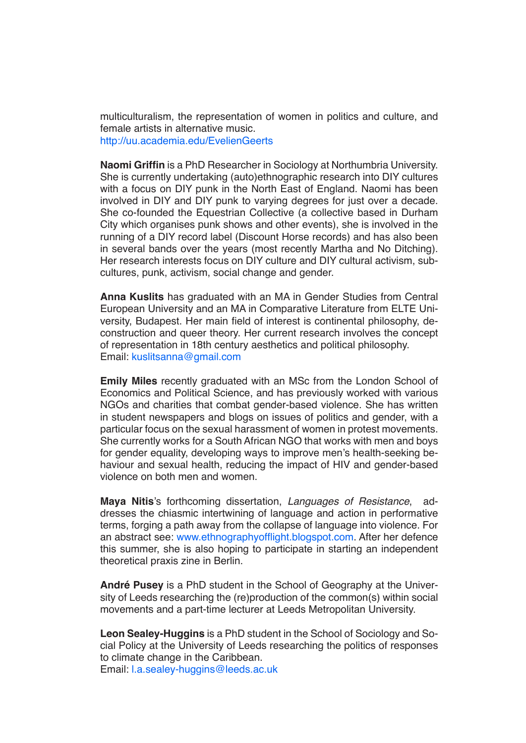multiculturalism, the representation of women in politics and culture, and female artists in alternative music.
http://uu.academia.edu/EvelienGeerts

**Naomi Griffin** is a PhD Researcher in Sociology at Northumbria University. She is currently undertaking (auto)ethnographic research into DIY cultures with a focus on DIY punk in the North East of England. Naomi has been involved in DIY and DIY punk to varying degrees for just over a decade. She co-founded the Equestrian Collective (a collective based in Durham City which organises punk shows and other events), she is involved in the running of a DIY record label (Discount Horse records) and has also been in several bands over the years (most recently Martha and No Ditching). Her research interests focus on DIY culture and DIY cultural activism, subcultures, punk, activism, social change and gender.

**Anna Kuslits** has graduated with an MA in Gender Studies from Central European University and an MA in Comparative Literature from ELTE University, Budapest. Her main field of interest is continental philosophy, deconstruction and queer theory. Her current research involves the concept of representation in 18th century aesthetics and political philosophy.
Email: kuslitsanna@gmail.com

**Emily Miles** recently graduated with an MSc from the London School of Economics and Political Science, and has previously worked with various NGOs and charities that combat gender-based violence. She has written in student newspapers and blogs on issues of politics and gender, with a particular focus on the sexual harassment of women in protest movements. She currently works for a South African NGO that works with men and boys for gender equality, developing ways to improve men's health-seeking behaviour and sexual health, reducing the impact of HIV and gender-based violence on both men and women.

**Maya Nitis**'s forthcoming dissertation, *Languages of Resistance*, addresses the chiasmic intertwining of language and action in performative terms, forging a path away from the collapse of language into violence. For an abstract see: www.ethnographyofflight.blogspot.com. After her defence this summer, she is also hoping to participate in starting an independent theoretical praxis zine in Berlin.

**André Pusey** is a PhD student in the School of Geography at the University of Leeds researching the (re)production of the common(s) within social movements and a part-time lecturer at Leeds Metropolitan University.

**Leon Sealey-Huggins** is a PhD student in the School of Sociology and Social Policy at the University of Leeds researching the politics of responses to climate change in the Caribbean.
Email: l.a.sealey-huggins@leeds.ac.uk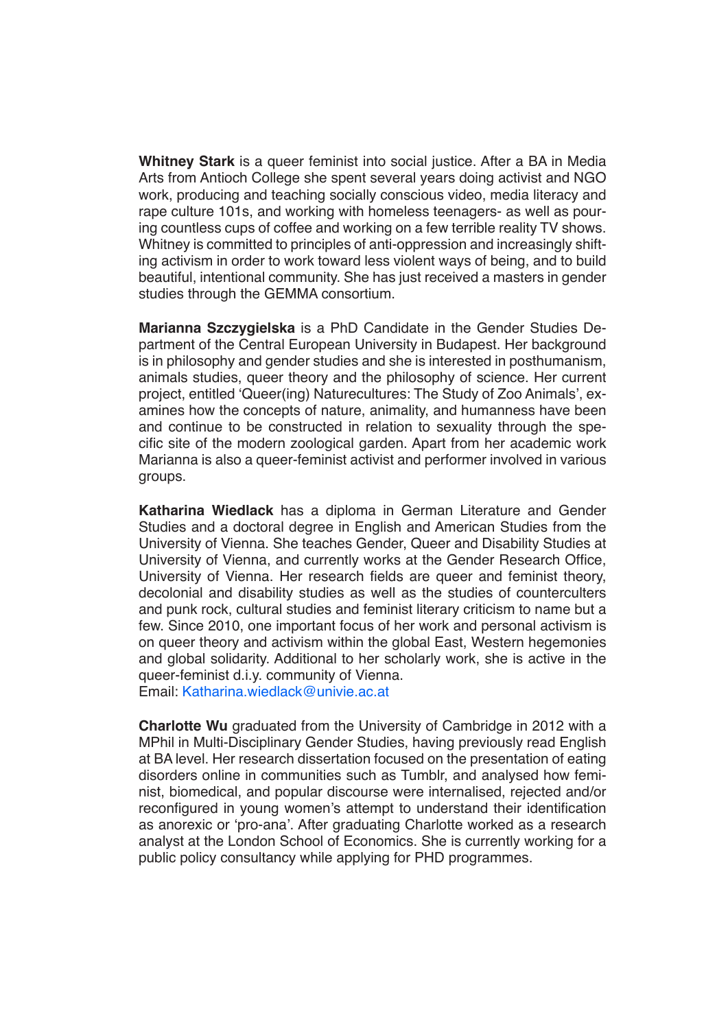**Whitney Stark** is a queer feminist into social justice. After a BA in Media Arts from Antioch College she spent several years doing activist and NGO work, producing and teaching socially conscious video, media literacy and rape culture 101s, and working with homeless teenagers- as well as pouring countless cups of coffee and working on a few terrible reality TV shows. Whitney is committed to principles of anti-oppression and increasingly shifting activism in order to work toward less violent ways of being, and to build beautiful, intentional community. She has just received a masters in gender studies through the GEMMA consortium.

**Marianna Szczygielska** is a PhD Candidate in the Gender Studies Department of the Central European University in Budapest. Her background is in philosophy and gender studies and she is interested in posthumanism, animals studies, queer theory and the philosophy of science. Her current project, entitled 'Queer(ing) Naturecultures: The Study of Zoo Animals', examines how the concepts of nature, animality, and humanness have been and continue to be constructed in relation to sexuality through the specific site of the modern zoological garden. Apart from her academic work Marianna is also a queer-feminist activist and performer involved in various groups.

**Katharina Wiedlack** has a diploma in German Literature and Gender Studies and a doctoral degree in English and American Studies from the University of Vienna. She teaches Gender, Queer and Disability Studies at University of Vienna, and currently works at the Gender Research Office, University of Vienna. Her research fields are queer and feminist theory, decolonial and disability studies as well as the studies of counterculters and punk rock, cultural studies and feminist literary criticism to name but a few. Since 2010, one important focus of her work and personal activism is on queer theory and activism within the global East, Western hegemonies and global solidarity. Additional to her scholarly work, she is active in the queer-feminist d.i.y. community of Vienna.
Email: Katharina.wiedlack@univie.ac.at

**Charlotte Wu** graduated from the University of Cambridge in 2012 with a MPhil in Multi-Disciplinary Gender Studies, having previously read English at BA level. Her research dissertation focused on the presentation of eating disorders online in communities such as Tumblr, and analysed how feminist, biomedical, and popular discourse were internalised, rejected and/or reconfigured in young women's attempt to understand their identification as anorexic or 'pro-ana'. After graduating Charlotte worked as a research analyst at the London School of Economics. She is currently working for a public policy consultancy while applying for PHD programmes.